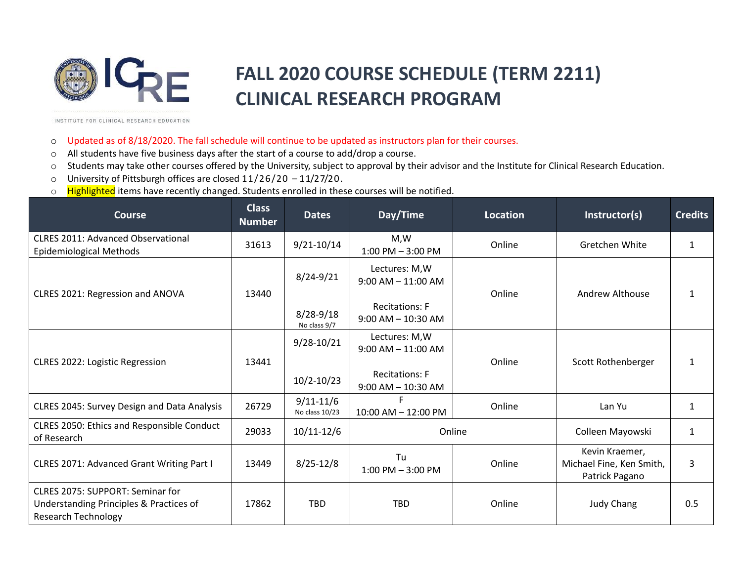# FALL 2020 COURSE SCHEDULE (TERM 2211) CLINICAL RESEARCH PROGRAM

INSTITUTE FOR CLINICAL RESEARCH EDUCATION

- Updated as of 8/18/2020. The fall schedule will continue to be updated as instructors plan for their courses.
- All students have five business days after the start of a course to add/drop a course.
- Students may take other courses offered by the University, subject to approval by their advisor and the Institute for Clinical Research Education.
- University of Pittsburgh offices are closed 11/26/20 – 11/27/20.
- Highlighted items have recently changed. Students enrolled in these courses will be notified.

| Course | Class Number | Dates | Day/Time | Location | Instructor(s) | Credits |
|---|---|---|---|---|---|---|
| CLRES 2011: Advanced Observational Epidemiological Methods | 31613 | 9/21-10/14 | M,W 1:00 PM – 3:00 PM | Online | Gretchen White | 1 |
| CLRES 2021: Regression and ANOVA | 13440 | 8/24-9/21<br>8/28-9/18 No class 9/7 | Lectures: M,W 9:00 AM – 11:00 AM<br>Recitations: F 9:00 AM – 10:30 AM | Online | Andrew Althouse | 1 |
| CLRES 2022: Logistic Regression | 13441 | 9/28-10/21<br>10/2-10/23 | Lectures: M,W 9:00 AM – 11:00 AM<br>Recitations: F 9:00 AM – 10:30 AM | Online | Scott Rothenberger | 1 |
| CLRES 2045: Survey Design and Data Analysis | 26729 | 9/11-11/6 No class 10/23 | F 10:00 AM – 12:00 PM | Online | Lan Yu | 1 |
| CLRES 2050: Ethics and Responsible Conduct of Research | 29033 | 10/11-12/6 | Online | | Colleen Mayowski | 1 |
| CLRES 2071: Advanced Grant Writing Part I | 13449 | 8/25-12/8 | Tu 1:00 PM – 3:00 PM | Online | Kevin Kraemer, Michael Fine, Ken Smith, Patrick Pagano | 3 |
| CLRES 2075: SUPPORT: Seminar for Understanding Principles & Practices of Research Technology | 17862 | TBD | TBD | Online | Judy Chang | 0.5 |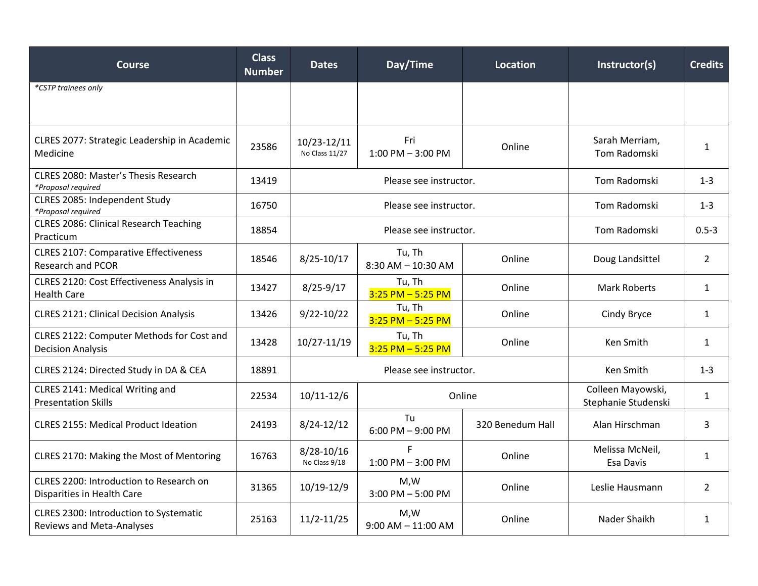| Course | Class Number | Dates | Day/Time | Location | Instructor(s) | Credits |
|---|---|---|---|---|---|---|
| *CSTP trainees only* | | | | | | |
| CLRES 2077: Strategic Leadership in Academic Medicine | 23586 | 10/23-12/11 No Class 11/27 | Fri 1:00 PM – 3:00 PM | Online | Sarah Merriam, Tom Radomski | 1 |
| CLRES 2080: Master's Thesis Research *Proposal required* | 13419 | Please see instructor. | | | Tom Radomski | 1-3 |
| CLRES 2085: Independent Study *Proposal required* | 16750 | Please see instructor. | | | Tom Radomski | 1-3 |
| CLRES 2086: Clinical Research Teaching Practicum | 18854 | Please see instructor. | | | Tom Radomski | 0.5-3 |
| CLRES 2107: Comparative Effectiveness Research and PCOR | 18546 | 8/25-10/17 | Tu, Th 8:30 AM – 10:30 AM | Online | Doug Landsittel | 2 |
| CLRES 2120: Cost Effectiveness Analysis in Health Care | 13427 | 8/25-9/17 | Tu, Th 3:25 PM – 5:25 PM | Online | Mark Roberts | 1 |
| CLRES 2121: Clinical Decision Analysis | 13426 | 9/22-10/22 | Tu, Th 3:25 PM – 5:25 PM | Online | Cindy Bryce | 1 |
| CLRES 2122: Computer Methods for Cost and Decision Analysis | 13428 | 10/27-11/19 | Tu, Th 3:25 PM – 5:25 PM | Online | Ken Smith | 1 |
| CLRES 2124: Directed Study in DA & CEA | 18891 | Please see instructor. | | | Ken Smith | 1-3 |
| CLRES 2141: Medical Writing and Presentation Skills | 22534 | 10/11-12/6 | Online | | Colleen Mayowski, Stephanie Studenski | 1 |
| CLRES 2155: Medical Product Ideation | 24193 | 8/24-12/12 | Tu 6:00 PM – 9:00 PM | 320 Benedum Hall | Alan Hirschman | 3 |
| CLRES 2170: Making the Most of Mentoring | 16763 | 8/28-10/16 No Class 9/18 | F 1:00 PM – 3:00 PM | Online | Melissa McNeil, Esa Davis | 1 |
| CLRES 2200: Introduction to Research on Disparities in Health Care | 31365 | 10/19-12/9 | M,W 3:00 PM – 5:00 PM | Online | Leslie Hausmann | 2 |
| CLRES 2300: Introduction to Systematic Reviews and Meta-Analyses | 25163 | 11/2-11/25 | M,W 9:00 AM – 11:00 AM | Online | Nader Shaikh | 1 |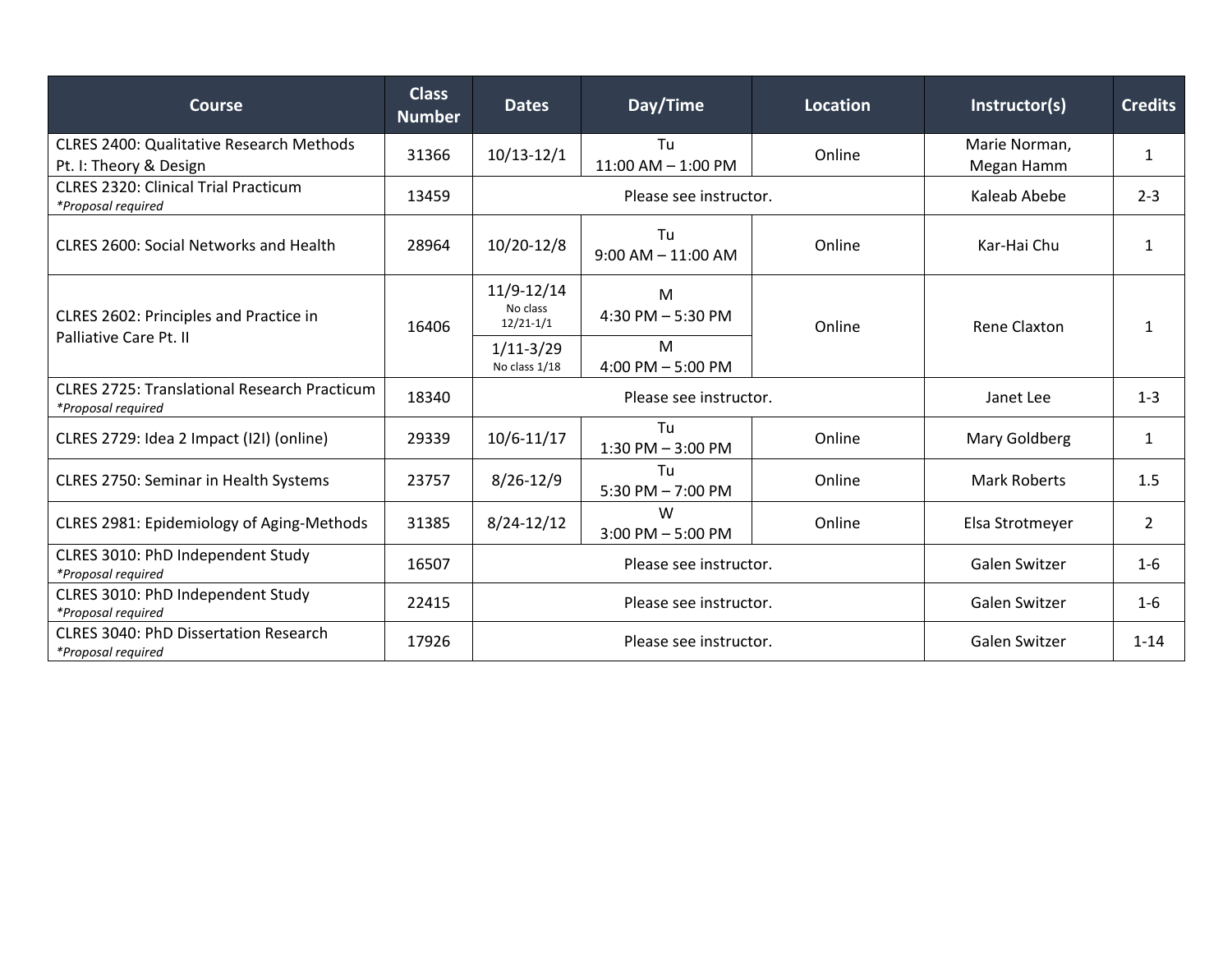| Course | Class Number | Dates | Day/Time | Location | Instructor(s) | Credits |
|---|---|---|---|---|---|---|
| CLRES 2400: Qualitative Research Methods Pt. I: Theory & Design | 31366 | 10/13-12/1 | Tu 11:00 AM – 1:00 PM | Online | Marie Norman, Megan Hamm | 1 |
| CLRES 2320: Clinical Trial Practicum *\*Proposal required* | 13459 | Please see instructor. | | | Kaleab Abebe | 2-3 |
| CLRES 2600: Social Networks and Health | 28964 | 10/20-12/8 | Tu 9:00 AM – 11:00 AM | Online | Kar-Hai Chu | 1 |
| CLRES 2602: Principles and Practice in Palliative Care Pt. II | 16406 | 11/9-12/14 No class 12/21-1/1 | M 4:30 PM – 5:30 PM | Online | Rene Claxton | 1 |
| | | 1/11-3/29 No class 1/18 | M 4:00 PM – 5:00 PM | | | |
| CLRES 2725: Translational Research Practicum *\*Proposal required* | 18340 | Please see instructor. | | | Janet Lee | 1-3 |
| CLRES 2729: Idea 2 Impact (I2I) (online) | 29339 | 10/6-11/17 | Tu 1:30 PM – 3:00 PM | Online | Mary Goldberg | 1 |
| CLRES 2750: Seminar in Health Systems | 23757 | 8/26-12/9 | Tu 5:30 PM – 7:00 PM | Online | Mark Roberts | 1.5 |
| CLRES 2981: Epidemiology of Aging-Methods | 31385 | 8/24-12/12 | W 3:00 PM – 5:00 PM | Online | Elsa Strotmeyer | 2 |
| CLRES 3010: PhD Independent Study *\*Proposal required* | 16507 | Please see instructor. | | | Galen Switzer | 1-6 |
| CLRES 3010: PhD Independent Study *\*Proposal required* | 22415 | Please see instructor. | | | Galen Switzer | 1-6 |
| CLRES 3040: PhD Dissertation Research *\*Proposal required* | 17926 | Please see instructor. | | | Galen Switzer | 1-14 |